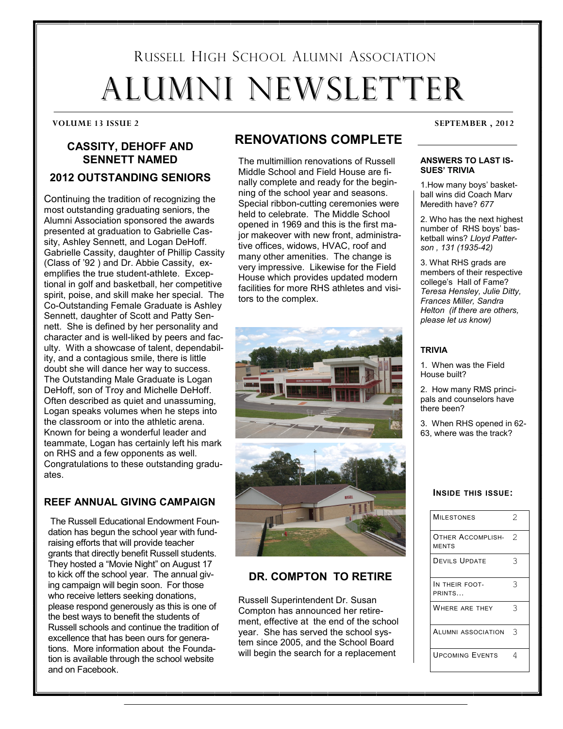Russell High School Alumni Association

# ALUMNI NEWSLETTER

**VOLUME 13 ISSUE 2** — **SEPTEMBER , 2012**

## CASSITY, DEHOFF AND SENNETT NAMED 2012 OUTSTANDING SENIORS

Continuing the tradition of recognizing the most outstanding graduating seniors, the Alumni Association sponsored the awards presented at graduation to Gabrielle Cassity, Ashley Sennett, and Logan DeHoff. Gabrielle Cassity, daughter of Phillip Cassity (Class of '92 ) and Dr. Abbie Cassity, exemplifies the true student-athlete. Exceptional in golf and basketball, her competitive spirit, poise, and skill make her special. The Co-Outstanding Female Graduate is Ashley Sennett, daughter of Scott and Patty Sennett. She is defined by her personality and character and is well-liked by peers and faculty. With a showcase of talent, dependability, and a contagious smile, there is little doubt she will dance her way to success. The Outstanding Male Graduate is Logan DeHoff, son of Troy and Michelle DeHoff. Often described as quiet and unassuming, Logan speaks volumes when he steps into the classroom or into the athletic arena. Known for being a wonderful leader and teammate, Logan has certainly left his mark on RHS and a few opponents as well. Congratulations to these outstanding graduates.

## REEF ANNUAL GIVING CAMPAIGN

The Russell Educational Endowment Foundation has begun the school year with fundraising efforts that will provide teacher grants that directly benefit Russell students. They hosted a "Movie Night" on August 17 to kick off the school year. The annual giving campaign will begin soon. For those who receive letters seeking donations, please respond generously as this is one of the best ways to benefit the students of Russell schools and continue the tradition of excellence that has been ours for generations. More information about the Foundation is available through the school website and on Facebook.

## RENOVATIONS COMPLETE

The multimillion renovations of Russell Middle School and Field House are finally complete and ready for the beginning of the school year and seasons. Special ribbon-cutting ceremonies were held to celebrate. The Middle School opened in 1969 and this is the first major makeover with new front, administrative offices, widows, HVAC, roof and many other amenities. The change is very impressive. Likewise for the Field House which provides updated modern facilities for more RHS athletes and visitors to the complex.

## DR. COMPTON TO RETIRE

Russell Superintendent Dr. Susan Compton has announced her retirement, effective at the end of the school year. She has served the school system since 2005, and the School Board will begin the search for a replacement

### ANSWERS TO LAST ISSUES' TRIVIA

1.How many boys' basketball wins did Coach Marv Meredith have? *677*

2. Who has the next highest number of RHS boys' basketball wins? *Lloyd Patterson , 131 (1935-42)*

3. What RHS grads are members of their respective college's Hall of Fame? *Teresa Hensley, Julie Ditty, Frances Miller, Sandra Helton (if there are others, please let us know)*

### TRIVIA

1. When was the Field House built?

2. How many RMS principals and counselors have there been?

3. When RHS opened in 62-63, where was the track?

### INSIDE THIS ISSUE:

| | |
|---|---|
| Milestones | 2 |
| Other Accomplishments | 2 |
| Devils Update | 3 |
| In Their Footprints… | 3 |
| Where Are They | 3 |
| Alumni Association | 3 |
| Upcoming Events | 4 |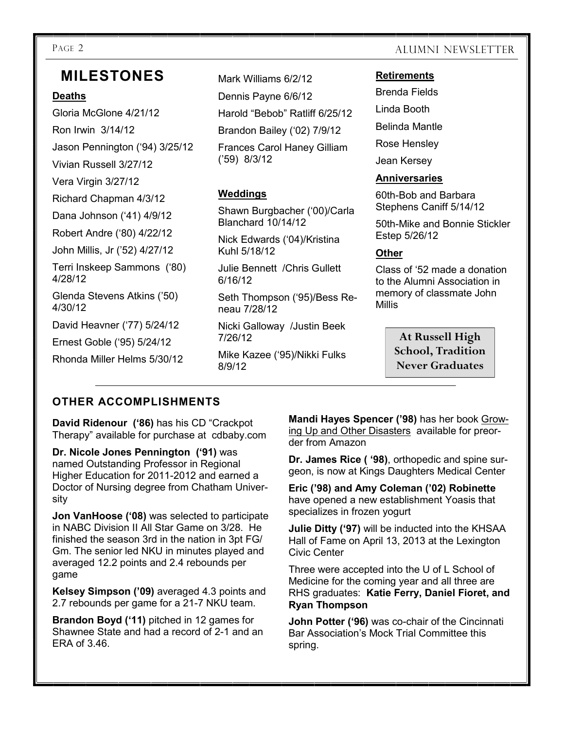# MILESTONES

### Deaths

Gloria McGlone 4/21/12

Ron Irwin 3/14/12

Jason Pennington ('94) 3/25/12

Vivian Russell 3/27/12

Vera Virgin 3/27/12

Richard Chapman 4/3/12

Dana Johnson ('41) 4/9/12

Robert Andre ('80) 4/22/12

John Millis, Jr ('52) 4/27/12

Terri Inskeep Sammons ('80) 4/28/12

Glenda Stevens Atkins ('50) 4/30/12

David Heavner ('77) 5/24/12

Ernest Goble ('95) 5/24/12

Rhonda Miller Helms 5/30/12

Mark Williams 6/2/12

Dennis Payne 6/6/12

Harold "Bebob" Ratliff 6/25/12

Brandon Bailey ('02) 7/9/12

Frances Carol Haney Gilliam ('59) 8/3/12

### Weddings

Shawn Burgbacher ('00)/Carla Blanchard 10/14/12

Nick Edwards ('04)/Kristina Kuhl 5/18/12

Julie Bennett /Chris Gullett 6/16/12

Seth Thompson ('95)/Bess Reneau 7/28/12

Nicki Galloway /Justin Beek 7/26/12

Mike Kazee ('95)/Nikki Fulks 8/9/12

### Retirements

Brenda Fields

Linda Booth

Belinda Mantle

Rose Hensley

Jean Kersey

### Anniversaries

60th-Bob and Barbara Stephens Caniff 5/14/12

50th-Mike and Bonnie Stickler Estep 5/26/12

### Other

Class of '52 made a donation to the Alumni Association in memory of classmate John Millis

**At Russell High School, Tradition Never Graduates**

---

## OTHER ACCOMPLISHMENTS

**David Ridenour ('86)** has his CD "Crackpot Therapy" available for purchase at cdbaby.com

**Dr. Nicole Jones Pennington ('91)** was named Outstanding Professor in Regional Higher Education for 2011-2012 and earned a Doctor of Nursing degree from Chatham University

**Jon VanHoose ('08)** was selected to participate in NABC Division II All Star Game on 3/28. He finished the season 3rd in the nation in 3pt FG/Gm. The senior led NKU in minutes played and averaged 12.2 points and 2.4 rebounds per game

**Kelsey Simpson ('09)** averaged 4.3 points and 2.7 rebounds per game for a 21-7 NKU team.

**Brandon Boyd ('11)** pitched in 12 games for Shawnee State and had a record of 2-1 and an ERA of 3.46.

**Mandi Hayes Spencer ('98)** has her book Growing Up and Other Disasters available for preorder from Amazon

**Dr. James Rice ( '98)**, orthopedic and spine surgeon, is now at Kings Daughters Medical Center

**Eric ('98) and Amy Coleman ('02) Robinette** have opened a new establishment Yoasis that specializes in frozen yogurt

**Julie Ditty ('97)** will be inducted into the KHSAA Hall of Fame on April 13, 2013 at the Lexington Civic Center

Three were accepted into the U of L School of Medicine for the coming year and all three are RHS graduates: **Katie Ferry, Daniel Fioret, and Ryan Thompson**

**John Potter ('96)** was co-chair of the Cincinnati Bar Association's Mock Trial Committee this spring.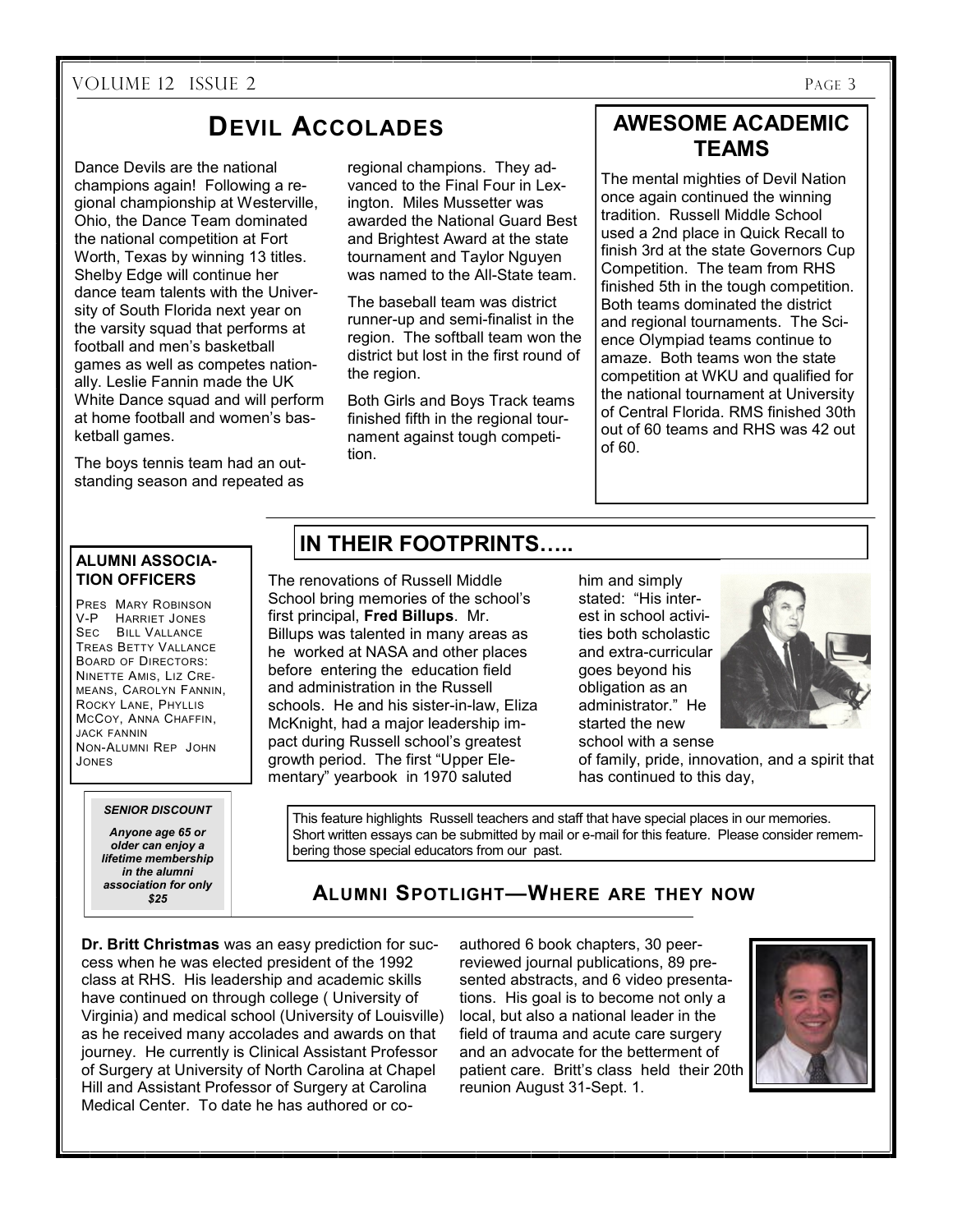## Devil Accolades

Dance Devils are the national champions again! Following a regional championship at Westerville, Ohio, the Dance Team dominated the national competition at Fort Worth, Texas by winning 13 titles. Shelby Edge will continue her dance team talents with the University of South Florida next year on the varsity squad that performs at football and men's basketball games as well as competes nationally. Leslie Fannin made the UK White Dance squad and will perform at home football and women's basketball games.

The boys tennis team had an outstanding season and repeated as regional champions. They advanced to the Final Four in Lexington. Miles Mussetter was awarded the National Guard Best and Brightest Award at the state tournament and Taylor Nguyen was named to the All-State team.

The baseball team was district runner-up and semi-finalist in the region. The softball team won the district but lost in the first round of the region.

Both Girls and Boys Track teams finished fifth in the regional tournament against tough competition.

## Awesome Academic Teams

The mental mighties of Devil Nation once again continued the winning tradition. Russell Middle School used a 2nd place in Quick Recall to finish 3rd at the state Governors Cup Competition. The team from RHS finished 5th in the tough competition. Both teams dominated the district and regional tournaments. The Science Olympiad teams continue to amaze. Both teams won the state competition at WKU and qualified for the national tournament at University of Central Florida. RMS finished 30th out of 60 teams and RHS was 42 out of 60.

## In Their Footprints…..

The renovations of Russell Middle School bring memories of the school's first principal, **Fred Billups**. Mr. Billups was talented in many areas as he worked at NASA and other places before entering the education field and administration in the Russell schools. He and his sister-in-law, Eliza McKnight, had a major leadership impact during Russell school's greatest growth period. The first "Upper Elementary" yearbook in 1970 saluted him and simply stated: "His interest in school activities both scholastic and extra-curricular goes beyond his obligation as an administrator." He started the new school with a sense of family, pride, innovation, and a spirit that has continued to this day,

This feature highlights Russell teachers and staff that have special places in our memories. Short written essays can be submitted by mail or e-mail for this feature. Please consider remembering those special educators from our past.

### Alumni Association Officers

PRES MARY ROBINSON
V-P HARRIET JONES
SEC BILL VALLANCE
TREAS BETTY VALLANCE
BOARD OF DIRECTORS: NINETTE AMIS, LIZ CREMEANS, CAROLYN FANNIN, ROCKY LANE, PHYLLIS MCCOY, ANNA CHAFFIN, JACK FANNIN
NON-ALUMNI REP JOHN JONES

***Senior Discount***

***Anyone age 65 or older can enjoy a lifetime membership in the alumni association for only $25***

## Alumni Spotlight—Where are they now

**Dr. Britt Christmas** was an easy prediction for success when he was elected president of the 1992 class at RHS. His leadership and academic skills have continued on through college ( University of Virginia) and medical school (University of Louisville) as he received many accolades and awards on that journey. He currently is Clinical Assistant Professor of Surgery at University of North Carolina at Chapel Hill and Assistant Professor of Surgery at Carolina Medical Center. To date he has authored or co-authored 6 book chapters, 30 peer-reviewed journal publications, 89 presented abstracts, and 6 video presentations. His goal is to become not only a local, but also a national leader in the field of trauma and acute care surgery and an advocate for the betterment of patient care. Britt's class held their 20th reunion August 31-Sept. 1.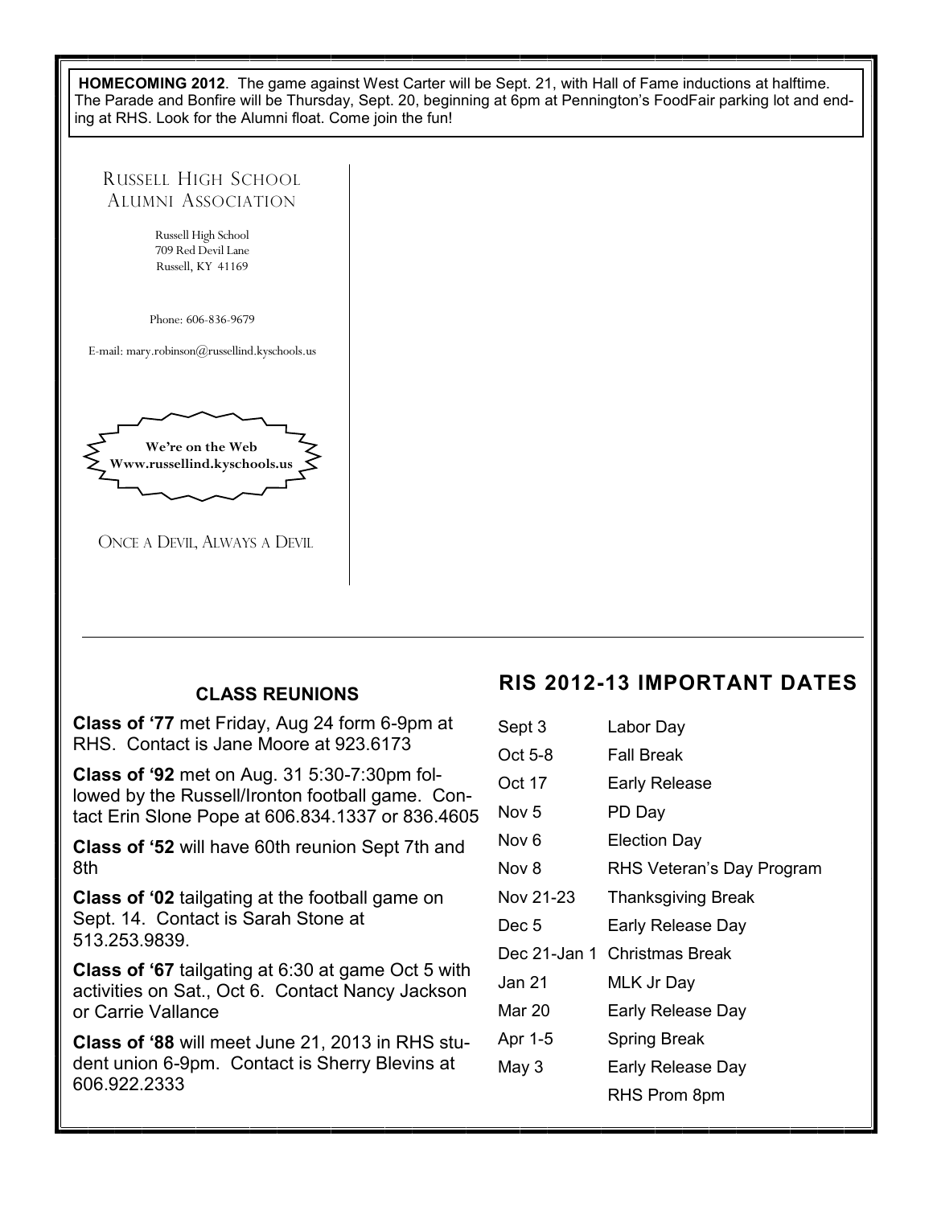**HOMECOMING 2012**. The game against West Carter will be Sept. 21, with Hall of Fame inductions at halftime. The Parade and Bonfire will be Thursday, Sept. 20, beginning at 6pm at Pennington's FoodFair parking lot and ending at RHS. Look for the Alumni float. Come join the fun!

## Russell High School Alumni Association

Russell High School
709 Red Devil Lane
Russell, KY 41169

Phone: 606-836-9679

E-mail: mary.robinson@russellind.kyschools.us

**We're on the Web**
**Www.russellind.kyschools.us**

Once a Devil, Always a Devil

---

### CLASS REUNIONS

**Class of '77** met Friday, Aug 24 form 6-9pm at RHS. Contact is Jane Moore at 923.6173

**Class of '92** met on Aug. 31 5:30-7:30pm followed by the Russell/Ironton football game. Contact Erin Slone Pope at 606.834.1337 or 836.4605

**Class of '52** will have 60th reunion Sept 7th and 8th

**Class of '02** tailgating at the football game on Sept. 14. Contact is Sarah Stone at 513.253.9839.

**Class of '67** tailgating at 6:30 at game Oct 5 with activities on Sat., Oct 6. Contact Nancy Jackson or Carrie Vallance

**Class of '88** will meet June 21, 2013 in RHS student union 6-9pm. Contact is Sherry Blevins at 606.922.2333

## RIS 2012-13 IMPORTANT DATES

| | |
|---|---|
| Sept 3 | Labor Day |
| Oct 5-8 | Fall Break |
| Oct 17 | Early Release |
| Nov 5 | PD Day |
| Nov 6 | Election Day |
| Nov 8 | RHS Veteran's Day Program |
| Nov 21-23 | Thanksgiving Break |
| Dec 5 | Early Release Day |
| Dec 21-Jan 1 | Christmas Break |
| Jan 21 | MLK Jr Day |
| Mar 20 | Early Release Day |
| Apr 1-5 | Spring Break |
| May 3 | Early Release Day |
| | RHS Prom 8pm |